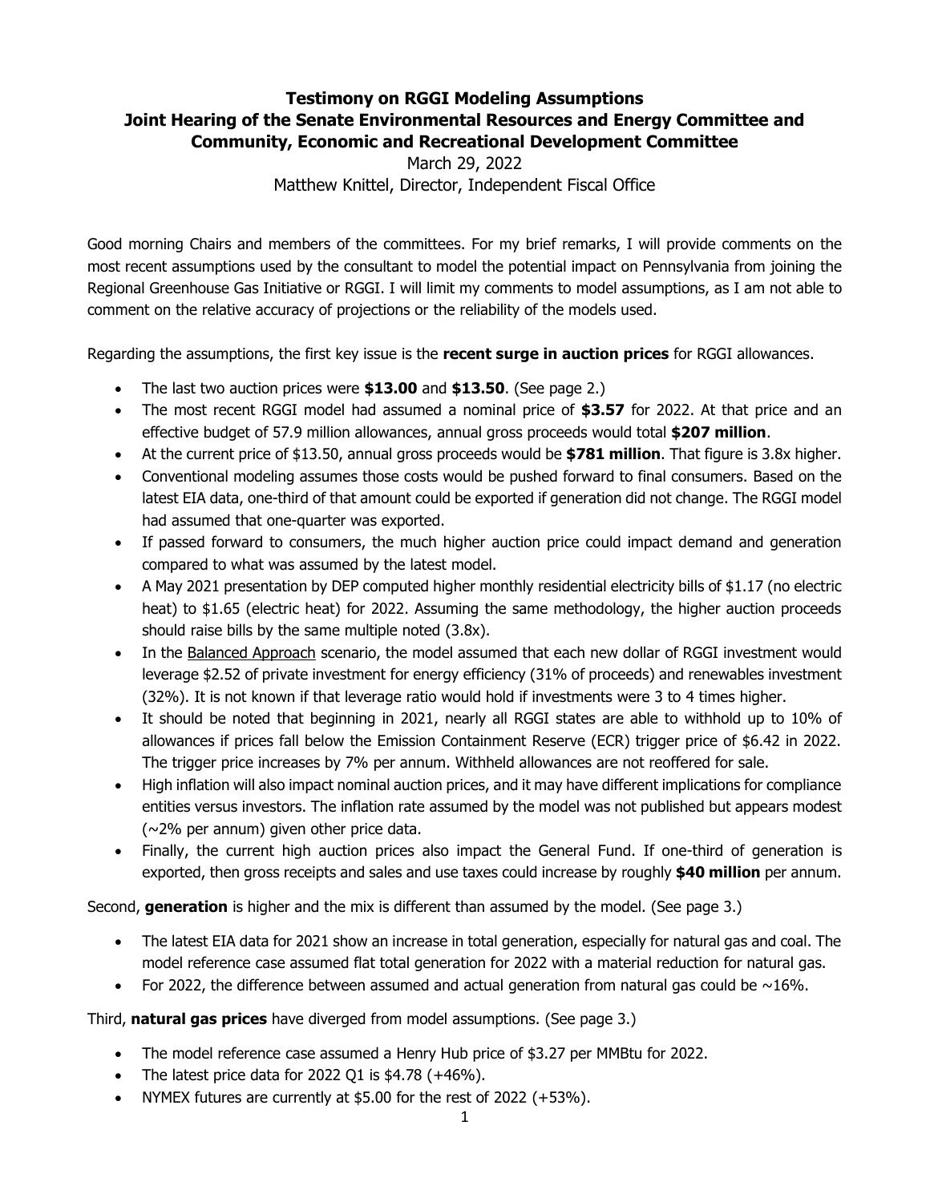# Testimony on RGGI Modeling Assumptions
## Joint Hearing of the Senate Environmental Resources and Energy Committee and Community, Economic and Recreational Development Committee

March 29, 2022

Matthew Knittel, Director, Independent Fiscal Office

Good morning Chairs and members of the committees. For my brief remarks, I will provide comments on the most recent assumptions used by the consultant to model the potential impact on Pennsylvania from joining the Regional Greenhouse Gas Initiative or RGGI. I will limit my comments to model assumptions, as I am not able to comment on the relative accuracy of projections or the reliability of the models used.

Regarding the assumptions, the first key issue is the **recent surge in auction prices** for RGGI allowances.

- The last two auction prices were **$13.00** and **$13.50**. (See page 2.)
- The most recent RGGI model had assumed a nominal price of **$3.57** for 2022. At that price and an effective budget of 57.9 million allowances, annual gross proceeds would total **$207 million**.
- At the current price of $13.50, annual gross proceeds would be **$781 million**. That figure is 3.8x higher.
- Conventional modeling assumes those costs would be pushed forward to final consumers. Based on the latest EIA data, one-third of that amount could be exported if generation did not change. The RGGI model had assumed that one-quarter was exported.
- If passed forward to consumers, the much higher auction price could impact demand and generation compared to what was assumed by the latest model.
- A May 2021 presentation by DEP computed higher monthly residential electricity bills of $1.17 (no electric heat) to $1.65 (electric heat) for 2022. Assuming the same methodology, the higher auction proceeds should raise bills by the same multiple noted (3.8x).
- In the Balanced Approach scenario, the model assumed that each new dollar of RGGI investment would leverage $2.52 of private investment for energy efficiency (31% of proceeds) and renewables investment (32%). It is not known if that leverage ratio would hold if investments were 3 to 4 times higher.
- It should be noted that beginning in 2021, nearly all RGGI states are able to withhold up to 10% of allowances if prices fall below the Emission Containment Reserve (ECR) trigger price of $6.42 in 2022. The trigger price increases by 7% per annum. Withheld allowances are not reoffered for sale.
- High inflation will also impact nominal auction prices, and it may have different implications for compliance entities versus investors. The inflation rate assumed by the model was not published but appears modest (~2% per annum) given other price data.
- Finally, the current high auction prices also impact the General Fund. If one-third of generation is exported, then gross receipts and sales and use taxes could increase by roughly **$40 million** per annum.

Second, **generation** is higher and the mix is different than assumed by the model. (See page 3.)

- The latest EIA data for 2021 show an increase in total generation, especially for natural gas and coal. The model reference case assumed flat total generation for 2022 with a material reduction for natural gas.
- For 2022, the difference between assumed and actual generation from natural gas could be ~16%.

Third, **natural gas prices** have diverged from model assumptions. (See page 3.)

- The model reference case assumed a Henry Hub price of $3.27 per MMBtu for 2022.
- The latest price data for 2022 Q1 is $4.78 (+46%).
- NYMEX futures are currently at $5.00 for the rest of 2022 (+53%).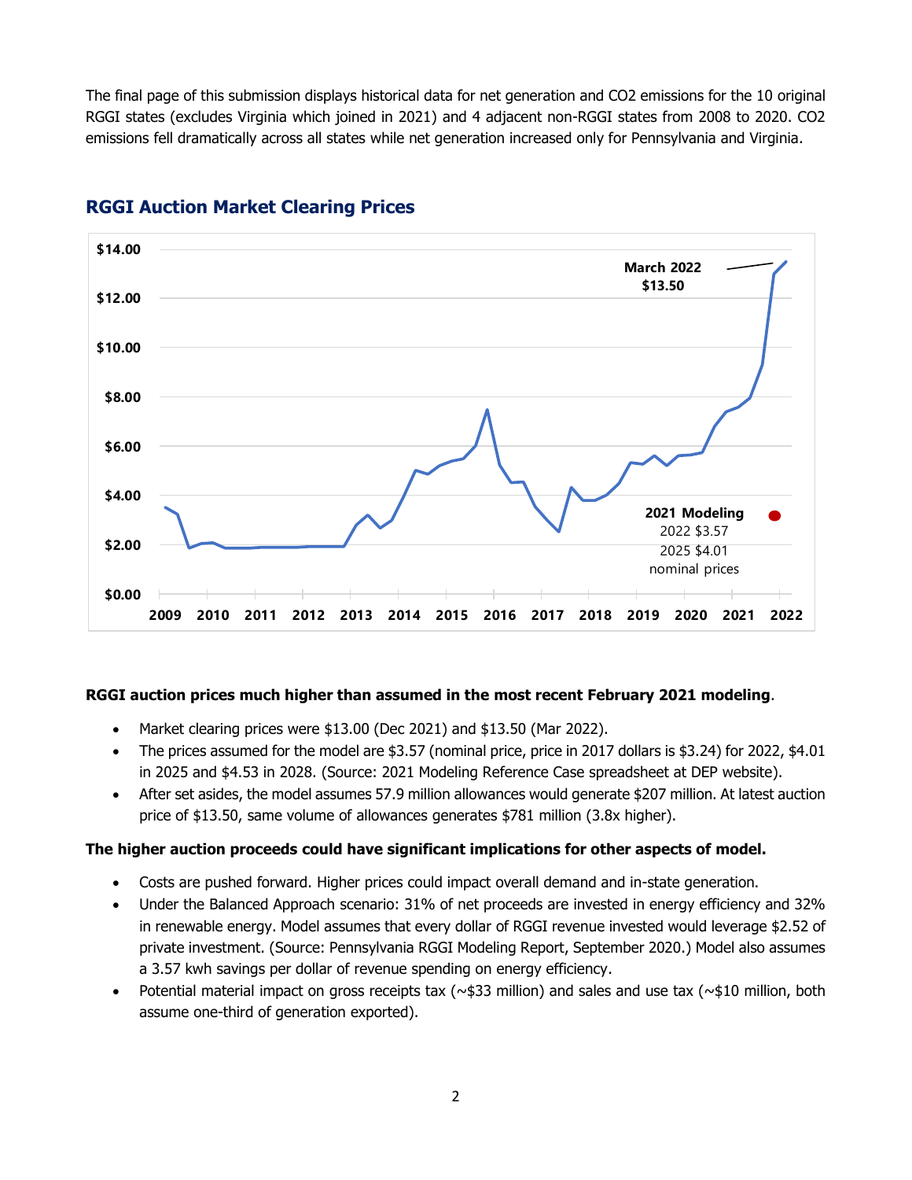The final page of this submission displays historical data for net generation and $CO_2$ emissions for the 10 original RGGI states (excludes Virginia which joined in 2021) and 4 adjacent non-RGGI states from 2008 to 2020. $CO_2$ emissions fell dramatically across all states while net generation increased only for Pennsylvania and Virginia.

## RGGI Auction Market Clearing Prices

**RGGI auction prices much higher than assumed in the most recent February 2021 modeling**.

- Market clearing prices were $13.00 (Dec 2021) and $13.50 (Mar 2022).
- The prices assumed for the model are $3.57 (nominal price, price in 2017 dollars is $3.24) for 2022, $4.01 in 2025 and $4.53 in 2028. (Source: 2021 Modeling Reference Case spreadsheet at DEP website).
- After set asides, the model assumes 57.9 million allowances would generate $207 million. At latest auction price of $13.50, same volume of allowances generates $781 million (3.8x higher).

**The higher auction proceeds could have significant implications for other aspects of model.**

- Costs are pushed forward. Higher prices could impact overall demand and in-state generation.
- Under the Balanced Approach scenario: 31% of net proceeds are invested in energy efficiency and 32% in renewable energy. Model assumes that every dollar of RGGI revenue invested would leverage $2.52 of private investment. (Source: Pennsylvania RGGI Modeling Report, September 2020.) Model also assumes a 3.57 kwh savings per dollar of revenue spending on energy efficiency.
- Potential material impact on gross receipts tax (~$33 million) and sales and use tax (~$10 million, both assume one-third of generation exported).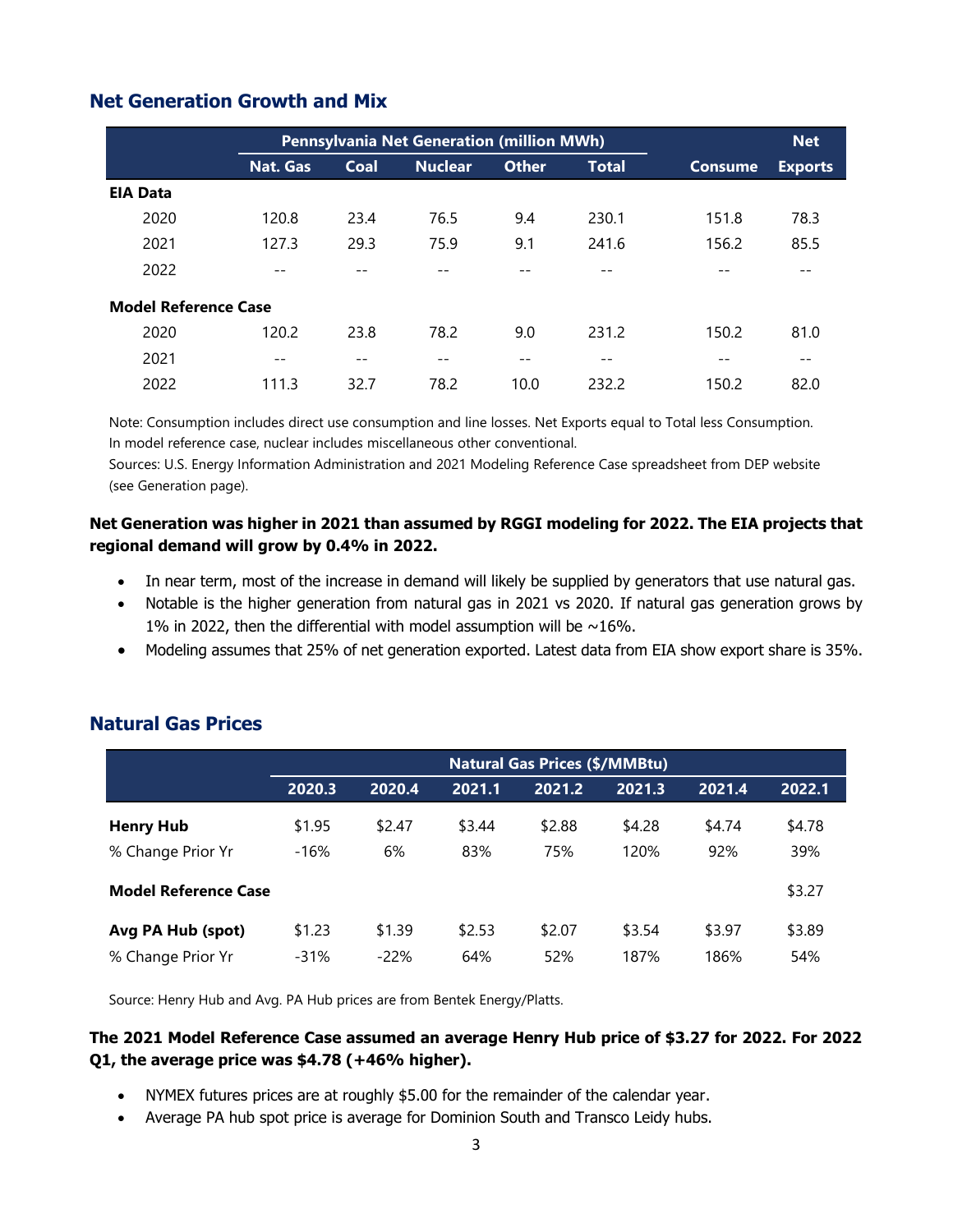## Net Generation Growth and Mix

| | Pennsylvania Net Generation (million MWh) | | | | | | Net |
|---|---|---|---|---|---|---|---|
| | Nat. Gas | Coal | Nuclear | Other | Total | Consume | Exports |
| **EIA Data** | | | | | | | |
| 2020 | 120.8 | 23.4 | 76.5 | 9.4 | 230.1 | 151.8 | 78.3 |
| 2021 | 127.3 | 29.3 | 75.9 | 9.1 | 241.6 | 156.2 | 85.5 |
| 2022 | -- | -- | -- | -- | -- | -- | -- |
| **Model Reference Case** | | | | | | | |
| 2020 | 120.2 | 23.8 | 78.2 | 9.0 | 231.2 | 150.2 | 81.0 |
| 2021 | -- | -- | -- | -- | -- | -- | -- |
| 2022 | 111.3 | 32.7 | 78.2 | 10.0 | 232.2 | 150.2 | 82.0 |

Note: Consumption includes direct use consumption and line losses. Net Exports equal to Total less Consumption. In model reference case, nuclear includes miscellaneous other conventional.

Sources: U.S. Energy Information Administration and 2021 Modeling Reference Case spreadsheet from DEP website (see Generation page).

**Net Generation was higher in 2021 than assumed by RGGI modeling for 2022. The EIA projects that regional demand will grow by 0.4% in 2022.**

- In near term, most of the increase in demand will likely be supplied by generators that use natural gas.
- Notable is the higher generation from natural gas in 2021 vs 2020. If natural gas generation grows by 1% in 2022, then the differential with model assumption will be ~16%.
- Modeling assumes that 25% of net generation exported. Latest data from EIA show export share is 35%.

## Natural Gas Prices

| | Natural Gas Prices ($/MMBtu) | | | | | | |
|---|---|---|---|---|---|---|---|
| | 2020.3 | 2020.4 | 2021.1 | 2021.2 | 2021.3 | 2021.4 | 2022.1 |
| **Henry Hub** | $1.95 | $2.47 | $3.44 | $2.88 | $4.28 | $4.74 | $4.78 |
| % Change Prior Yr | -16% | 6% | 83% | 75% | 120% | 92% | 39% |
| **Model Reference Case** | | | | | | | $3.27 |
| **Avg PA Hub (spot)** | $1.23 | $1.39 | $2.53 | $2.07 | $3.54 | $3.97 | $3.89 |
| % Change Prior Yr | -31% | -22% | 64% | 52% | 187% | 186% | 54% |

Source: Henry Hub and Avg. PA Hub prices are from Bentek Energy/Platts.

**The 2021 Model Reference Case assumed an average Henry Hub price of $3.27 for 2022. For 2022 Q1, the average price was $4.78 (+46% higher).**

- NYMEX futures prices are at roughly $5.00 for the remainder of the calendar year.
- Average PA hub spot price is average for Dominion South and Transco Leidy hubs.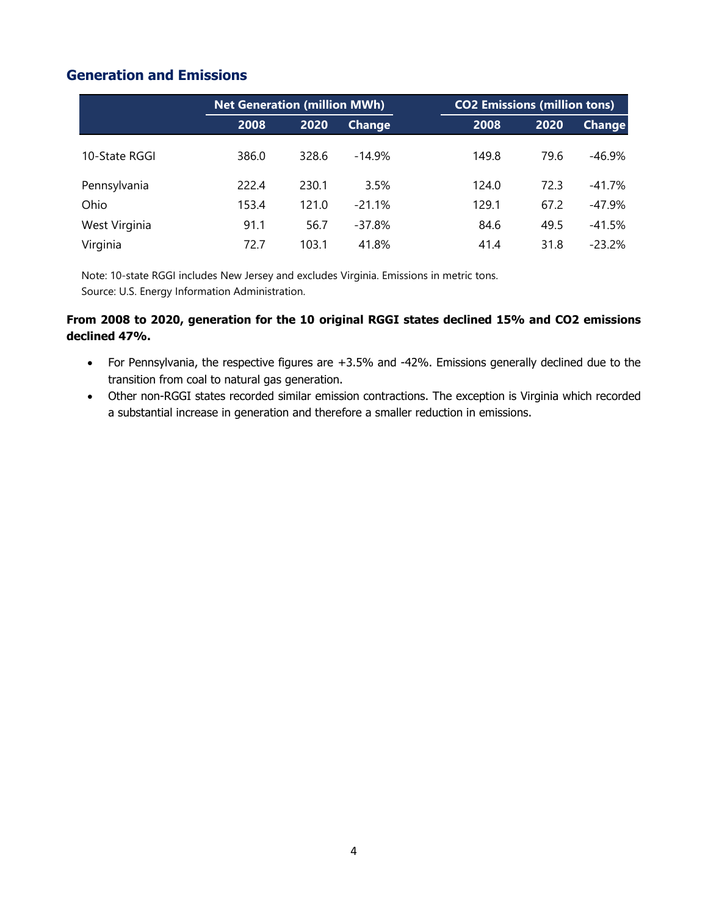## Generation and Emissions

| | Net Generation (million MWh) | | | CO2 Emissions (million tons) | | |
|---|---|---|---|---|---|---|
| | 2008 | 2020 | Change | 2008 | 2020 | Change |
| 10-State RGGI | 386.0 | 328.6 | -14.9% | 149.8 | 79.6 | -46.9% |
| Pennsylvania | 222.4 | 230.1 | 3.5% | 124.0 | 72.3 | -41.7% |
| Ohio | 153.4 | 121.0 | -21.1% | 129.1 | 67.2 | -47.9% |
| West Virginia | 91.1 | 56.7 | -37.8% | 84.6 | 49.5 | -41.5% |
| Virginia | 72.7 | 103.1 | 41.8% | 41.4 | 31.8 | -23.2% |

Note: 10-state RGGI includes New Jersey and excludes Virginia. Emissions in metric tons.
Source: U.S. Energy Information Administration.

**From 2008 to 2020, generation for the 10 original RGGI states declined 15% and CO2 emissions declined 47%.**

- For Pennsylvania, the respective figures are +3.5% and -42%. Emissions generally declined due to the transition from coal to natural gas generation.
- Other non-RGGI states recorded similar emission contractions. The exception is Virginia which recorded a substantial increase in generation and therefore a smaller reduction in emissions.